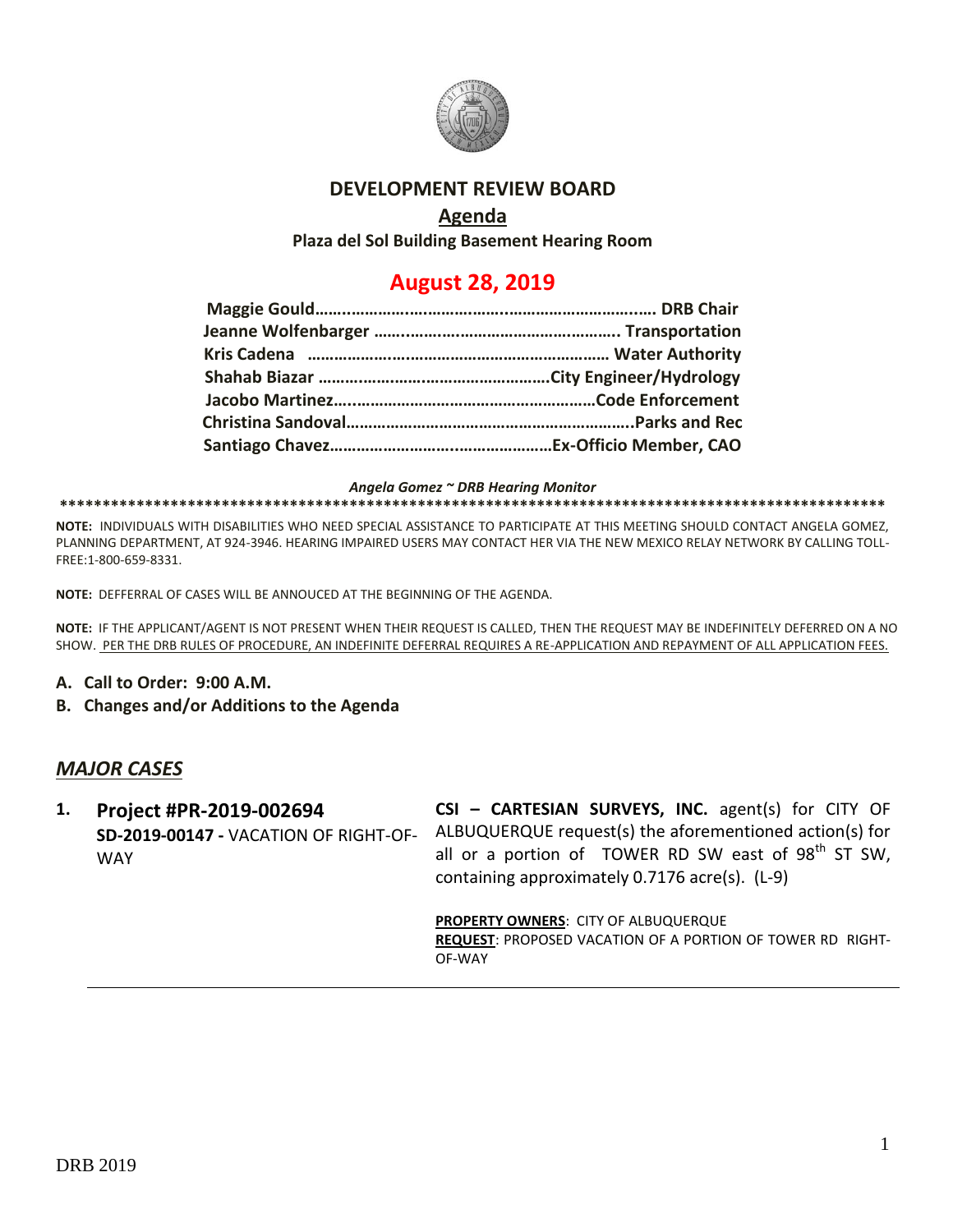# DEVELOPMENT REVIEW BOARD

## Agenda

**Plaza del Sol Building Basement Hearing Room**

## August 28, 2019

**Maggie Gould……………………………………………………………… DRB Chair**
**Jeanne Wolfenbarger ……………………………………………….. Transportation**
**Kris Cadena ………………………………………………………… Water Authority**
**Shahab Biazar ……………………………………………City Engineer/Hydrology**
**Jacobo Martinez……………………………………………………Code Enforcement**
**Christina Sandoval………………………………………………………..Parks and Rec**
**Santiago Chavez…………………………………………Ex-Officio Member, CAO**

***Angela Gomez ~ DRB Hearing Monitor***

**\*\*\*\*\*\*\*\*\*\*\*\*\*\*\*\*\*\*\*\*\*\*\*\*\*\*\*\*\*\*\*\*\*\*\*\*\*\*\*\*\*\*\*\*\*\*\*\*\*\*\*\*\*\*\*\*\*\*\*\*\*\*\*\*\*\*\*\*\*\*\*\*\*\*\*\*\*\*\*\*\*\*\*\*\*\*\*\*\*\*\*\*\*\*\*\*\*\*\*\***

**NOTE:** INDIVIDUALS WITH DISABILITIES WHO NEED SPECIAL ASSISTANCE TO PARTICIPATE AT THIS MEETING SHOULD CONTACT ANGELA GOMEZ, PLANNING DEPARTMENT, AT 924-3946. HEARING IMPAIRED USERS MAY CONTACT HER VIA THE NEW MEXICO RELAY NETWORK BY CALLING TOLL-FREE:1-800-659-8331.

**NOTE:** DEFFERRAL OF CASES WILL BE ANNOUCED AT THE BEGINNING OF THE AGENDA.

**NOTE:** IF THE APPLICANT/AGENT IS NOT PRESENT WHEN THEIR REQUEST IS CALLED, THEN THE REQUEST MAY BE INDEFINITELY DEFERRED ON A NO SHOW. PER THE DRB RULES OF PROCEDURE, AN INDEFINITE DEFERRAL REQUIRES A RE-APPLICATION AND REPAYMENT OF ALL APPLICATION FEES.

**A. Call to Order: 9:00 A.M.**

**B. Changes and/or Additions to the Agenda**

## *MAJOR CASES*

**1. Project #PR-2019-002694**
**SD-2019-00147 -** VACATION OF RIGHT-OF-WAY

**CSI – CARTESIAN SURVEYS, INC.** agent(s) for CITY OF ALBUQUERQUE request(s) the aforementioned action(s) for all or a portion of TOWER RD SW east of 98th ST SW, containing approximately 0.7176 acre(s). (L-9)

**PROPERTY OWNERS**: CITY OF ALBUQUERQUE
**REQUEST**: PROPOSED VACATION OF A PORTION OF TOWER RD RIGHT-OF-WAY

---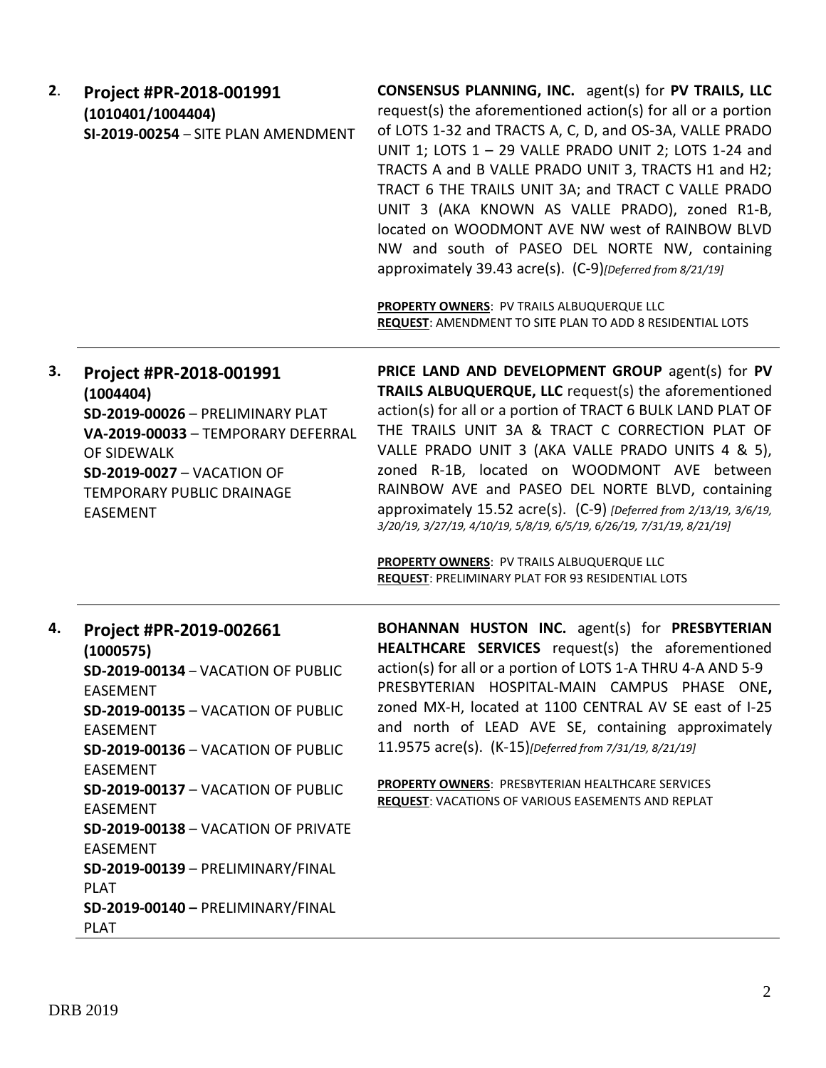**2**. **Project #PR-2018-001991**
**(1010401/1004404)**
**SI-2019-00254** – SITE PLAN AMENDMENT

**CONSENSUS PLANNING, INC.** agent(s) for **PV TRAILS, LLC** request(s) the aforementioned action(s) for all or a portion of LOTS 1-32 and TRACTS A, C, D, and OS-3A, VALLE PRADO UNIT 1; LOTS 1 – 29 VALLE PRADO UNIT 2; LOTS 1-24 and TRACTS A and B VALLE PRADO UNIT 3, TRACTS H1 and H2; TRACT 6 THE TRAILS UNIT 3A; and TRACT C VALLE PRADO UNIT 3 (AKA KNOWN AS VALLE PRADO), zoned R1-B, located on WOODMONT AVE NW west of RAINBOW BLVD NW and south of PASEO DEL NORTE NW, containing approximately 39.43 acre(s). (C-9)*[Deferred from 8/21/19]*

**PROPERTY OWNERS**: PV TRAILS ALBUQUERQUE LLC
**REQUEST**: AMENDMENT TO SITE PLAN TO ADD 8 RESIDENTIAL LOTS

---

**3.** **Project #PR-2018-001991**
**(1004404)**
**SD-2019-00026** – PRELIMINARY PLAT
**VA-2019-00033** – TEMPORARY DEFERRAL OF SIDEWALK
**SD-2019-0027** – VACATION OF TEMPORARY PUBLIC DRAINAGE EASEMENT

**PRICE LAND AND DEVELOPMENT GROUP** agent(s) for **PV TRAILS ALBUQUERQUE, LLC** request(s) the aforementioned action(s) for all or a portion of TRACT 6 BULK LAND PLAT OF THE TRAILS UNIT 3A & TRACT C CORRECTION PLAT OF VALLE PRADO UNIT 3 (AKA VALLE PRADO UNITS 4 & 5), zoned R-1B, located on WOODMONT AVE between RAINBOW AVE and PASEO DEL NORTE BLVD, containing approximately 15.52 acre(s). (C-9) *[Deferred from 2/13/19, 3/6/19, 3/20/19, 3/27/19, 4/10/19, 5/8/19, 6/5/19, 6/26/19, 7/31/19, 8/21/19]*

**PROPERTY OWNERS**: PV TRAILS ALBUQUERQUE LLC
**REQUEST**: PRELIMINARY PLAT FOR 93 RESIDENTIAL LOTS

---

**4.** **Project #PR-2019-002661**
**(1000575)**
**SD-2019-00134** – VACATION OF PUBLIC EASEMENT
**SD-2019-00135** – VACATION OF PUBLIC EASEMENT
**SD-2019-00136** – VACATION OF PUBLIC EASEMENT
**SD-2019-00137** – VACATION OF PUBLIC EASEMENT
**SD-2019-00138** – VACATION OF PRIVATE EASEMENT
**SD-2019-00139** – PRELIMINARY/FINAL PLAT
**SD-2019-00140 –** PRELIMINARY/FINAL PLAT

**BOHANNAN HUSTON INC.** agent(s) for **PRESBYTERIAN HEALTHCARE SERVICES** request(s) the aforementioned action(s) for all or a portion of LOTS 1-A THRU 4-A AND 5-9 PRESBYTERIAN HOSPITAL-MAIN CAMPUS PHASE ONE**,** zoned MX-H, located at 1100 CENTRAL AV SE east of I-25 and north of LEAD AVE SE, containing approximately 11.9575 acre(s). (K-15)*[Deferred from 7/31/19, 8/21/19]*

**PROPERTY OWNERS**: PRESBYTERIAN HEALTHCARE SERVICES
**REQUEST**: VACATIONS OF VARIOUS EASEMENTS AND REPLAT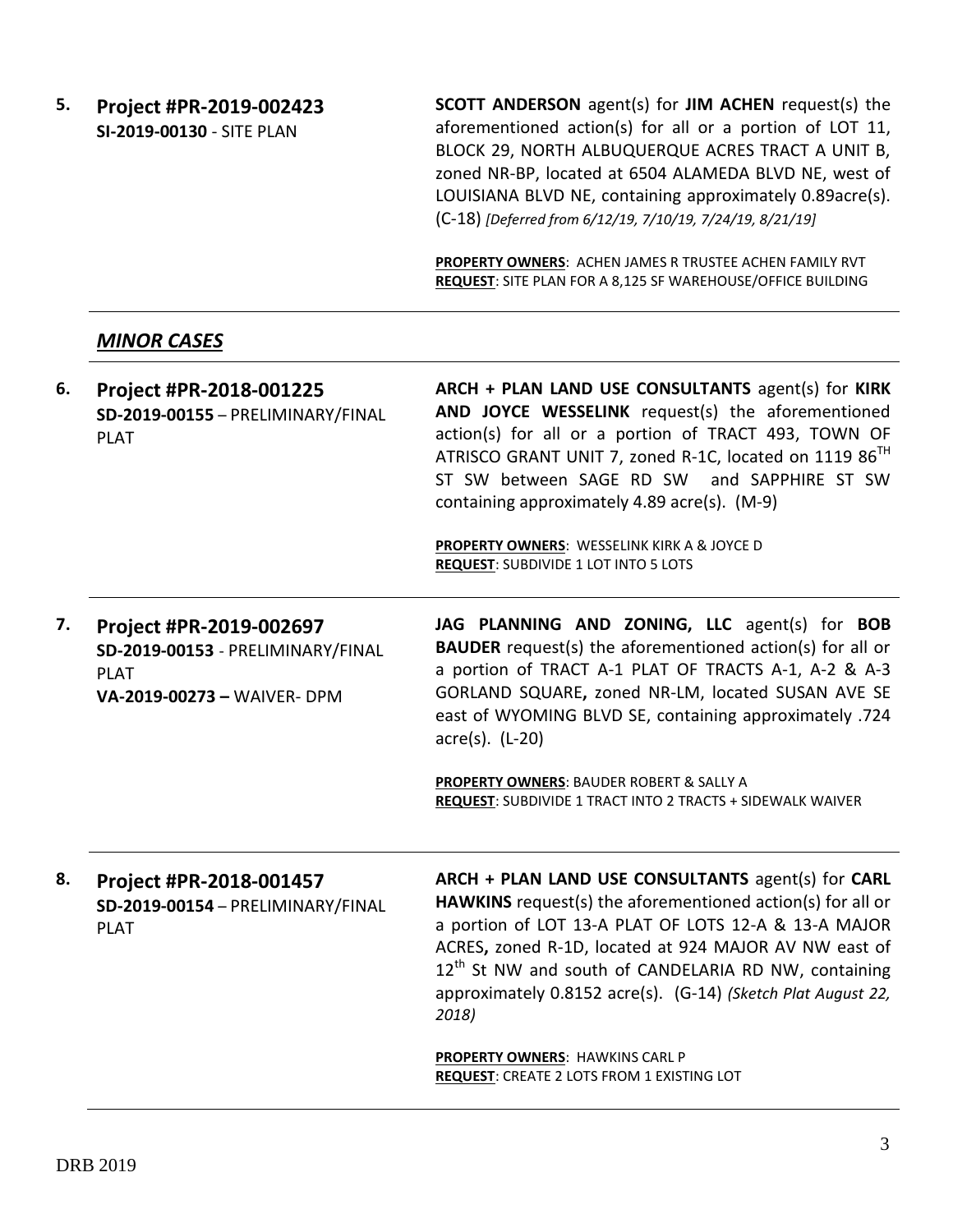**5. Project #PR-2019-002423**
**SI-2019-00130** - SITE PLAN

**SCOTT ANDERSON** agent(s) for **JIM ACHEN** request(s) the aforementioned action(s) for all or a portion of LOT 11, BLOCK 29, NORTH ALBUQUERQUE ACRES TRACT A UNIT B, zoned NR-BP, located at 6504 ALAMEDA BLVD NE, west of LOUISIANA BLVD NE, containing approximately 0.89acre(s). (C-18) *[Deferred from 6/12/19, 7/10/19, 7/24/19, 8/21/19]*

**PROPERTY OWNERS**: ACHEN JAMES R TRUSTEE ACHEN FAMILY RVT
**REQUEST**: SITE PLAN FOR A 8,125 SF WAREHOUSE/OFFICE BUILDING

---

## *MINOR CASES*

---

**6. Project #PR-2018-001225**
**SD-2019-00155** – PRELIMINARY/FINAL PLAT

**ARCH + PLAN LAND USE CONSULTANTS** agent(s) for **KIRK AND JOYCE WESSELINK** request(s) the aforementioned action(s) for all or a portion of TRACT 493, TOWN OF ATRISCO GRANT UNIT 7, zoned R-1C, located on 1119 86TH ST SW between SAGE RD SW and SAPPHIRE ST SW containing approximately 4.89 acre(s). (M-9)

**PROPERTY OWNERS**: WESSELINK KIRK A & JOYCE D
**REQUEST**: SUBDIVIDE 1 LOT INTO 5 LOTS

---

**7. Project #PR-2019-002697**
**SD-2019-00153** - PRELIMINARY/FINAL PLAT
**VA-2019-00273 –** WAIVER- DPM

**JAG PLANNING AND ZONING, LLC** agent(s) for **BOB BAUDER** request(s) the aforementioned action(s) for all or a portion of TRACT A-1 PLAT OF TRACTS A-1, A-2 & A-3 GORLAND SQUARE**,** zoned NR-LM, located SUSAN AVE SE east of WYOMING BLVD SE, containing approximately .724 acre(s). (L-20)

**PROPERTY OWNERS**: BAUDER ROBERT & SALLY A
**REQUEST**: SUBDIVIDE 1 TRACT INTO 2 TRACTS + SIDEWALK WAIVER

---

**8. Project #PR-2018-001457**
**SD-2019-00154** – PRELIMINARY/FINAL PLAT

**ARCH + PLAN LAND USE CONSULTANTS** agent(s) for **CARL HAWKINS** request(s) the aforementioned action(s) for all or a portion of LOT 13-A PLAT OF LOTS 12-A & 13-A MAJOR ACRES**,** zoned R-1D, located at 924 MAJOR AV NW east of 12th St NW and south of CANDELARIA RD NW, containing approximately 0.8152 acre(s). (G-14) *(Sketch Plat August 22, 2018)*

**PROPERTY OWNERS**: HAWKINS CARL P
**REQUEST**: CREATE 2 LOTS FROM 1 EXISTING LOT

---

DRB 2019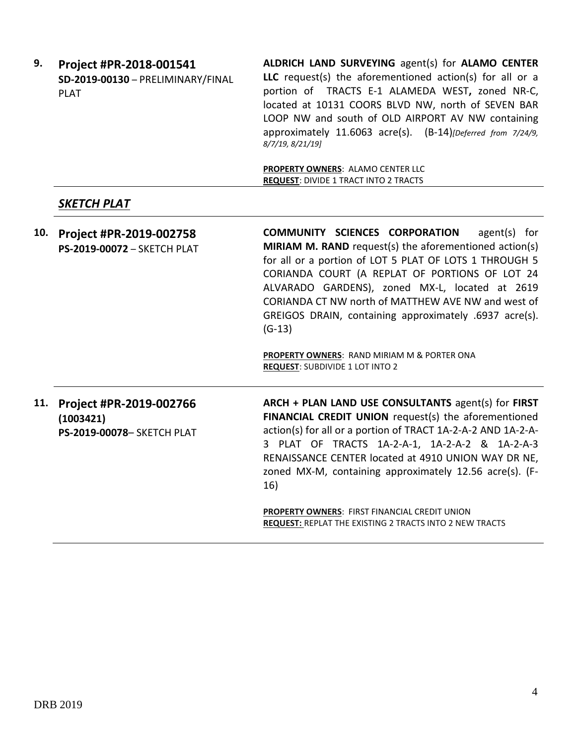| | | |
|---|---|---|
| **9.** | **Project #PR-2018-001541**<br>**SD-2019-00130** – PRELIMINARY/FINAL PLAT | **ALDRICH LAND SURVEYING** agent(s) for **ALAMO CENTER LLC** request(s) the aforementioned action(s) for all or a portion of TRACTS E-1 ALAMEDA WEST**,** zoned NR-C, located at 10131 COORS BLVD NW, north of SEVEN BAR LOOP NW and south of OLD AIRPORT AV NW containing approximately 11.6063 acre(s). (B-14)*[Deferred from 7/24/9, 8/7/19, 8/21/19]*<br><br>**PROPERTY OWNERS**: ALAMO CENTER LLC<br>**REQUEST**: DIVIDE 1 TRACT INTO 2 TRACTS |

***SKETCH PLAT***

| | | |
|---|---|---|
| **10.** | **Project #PR-2019-002758**<br>**PS-2019-00072** – SKETCH PLAT | **COMMUNITY SCIENCES CORPORATION** agent(s) for **MIRIAM M. RAND** request(s) the aforementioned action(s) for all or a portion of LOT 5 PLAT OF LOTS 1 THROUGH 5 CORIANDA COURT (A REPLAT OF PORTIONS OF LOT 24 ALVARADO GARDENS), zoned MX-L, located at 2619 CORIANDA CT NW north of MATTHEW AVE NW and west of GREIGOS DRAIN, containing approximately .6937 acre(s). (G-13)<br><br>**PROPERTY OWNERS**: RAND MIRIAM M & PORTER ONA<br>**REQUEST**: SUBDIVIDE 1 LOT INTO 2 |
| **11.** | **Project #PR-2019-002766 (1003421)**<br>**PS-2019-00078**– SKETCH PLAT | **ARCH + PLAN LAND USE CONSULTANTS** agent(s) for **FIRST FINANCIAL CREDIT UNION** request(s) the aforementioned action(s) for all or a portion of TRACT 1A-2-A-2 AND 1A-2-A-3 PLAT OF TRACTS 1A-2-A-1, 1A-2-A-2 & 1A-2-A-3 RENAISSANCE CENTER located at 4910 UNION WAY DR NE, zoned MX-M, containing approximately 12.56 acre(s). (F-16)<br><br>**PROPERTY OWNERS**: FIRST FINANCIAL CREDIT UNION<br>**REQUEST:** REPLAT THE EXISTING 2 TRACTS INTO 2 NEW TRACTS |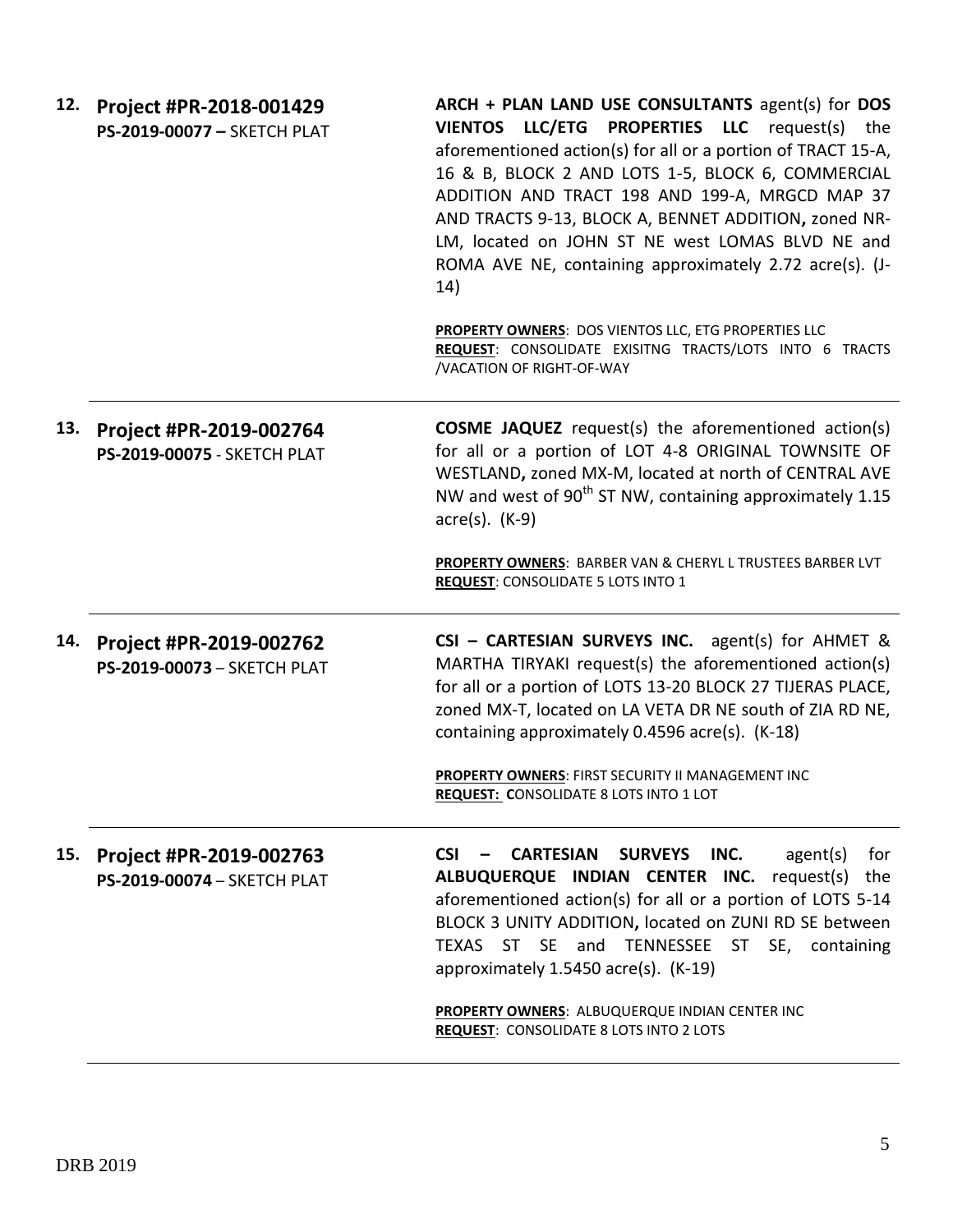12. **Project #PR-2018-001429**
**PS-2019-00077 –** SKETCH PLAT

**ARCH + PLAN LAND USE CONSULTANTS** agent(s) for **DOS VIENTOS LLC/ETG PROPERTIES LLC** request(s) the aforementioned action(s) for all or a portion of TRACT 15-A, 16 & B, BLOCK 2 AND LOTS 1-5, BLOCK 6, COMMERCIAL ADDITION AND TRACT 198 AND 199-A, MRGCD MAP 37 AND TRACTS 9-13, BLOCK A, BENNET ADDITION**,** zoned NR-LM, located on JOHN ST NE west LOMAS BLVD NE and ROMA AVE NE, containing approximately 2.72 acre(s). (J-14)

**PROPERTY OWNERS**: DOS VIENTOS LLC, ETG PROPERTIES LLC
**REQUEST**: CONSOLIDATE EXISITNG TRACTS/LOTS INTO 6 TRACTS /VACATION OF RIGHT-OF-WAY

---

13. **Project #PR-2019-002764**
**PS-2019-00075** - SKETCH PLAT

**COSME JAQUEZ** request(s) the aforementioned action(s) for all or a portion of LOT 4-8 ORIGINAL TOWNSITE OF WESTLAND**,** zoned MX-M, located at north of CENTRAL AVE NW and west of 90th ST NW, containing approximately 1.15 acre(s). (K-9)

**PROPERTY OWNERS**: BARBER VAN & CHERYL L TRUSTEES BARBER LVT
**REQUEST**: CONSOLIDATE 5 LOTS INTO 1

---

14. **Project #PR-2019-002762**
**PS-2019-00073** – SKETCH PLAT

**CSI – CARTESIAN SURVEYS INC.** agent(s) for AHMET & MARTHA TIRYAKI request(s) the aforementioned action(s) for all or a portion of LOTS 13-20 BLOCK 27 TIJERAS PLACE, zoned MX-T, located on LA VETA DR NE south of ZIA RD NE, containing approximately 0.4596 acre(s). (K-18)

**PROPERTY OWNERS**: FIRST SECURITY II MANAGEMENT INC
**REQUEST: C**ONSOLIDATE 8 LOTS INTO 1 LOT

---

15. **Project #PR-2019-002763**
**PS-2019-00074** – SKETCH PLAT

**CSI – CARTESIAN SURVEYS INC.** agent(s) for **ALBUQUERQUE INDIAN CENTER INC.** request(s) the aforementioned action(s) for all or a portion of LOTS 5-14 BLOCK 3 UNITY ADDITION**,** located on ZUNI RD SE between TEXAS ST SE and TENNESSEE ST SE, containing approximately 1.5450 acre(s). (K-19)

**PROPERTY OWNERS**: ALBUQUERQUE INDIAN CENTER INC
**REQUEST**: CONSOLIDATE 8 LOTS INTO 2 LOTS

---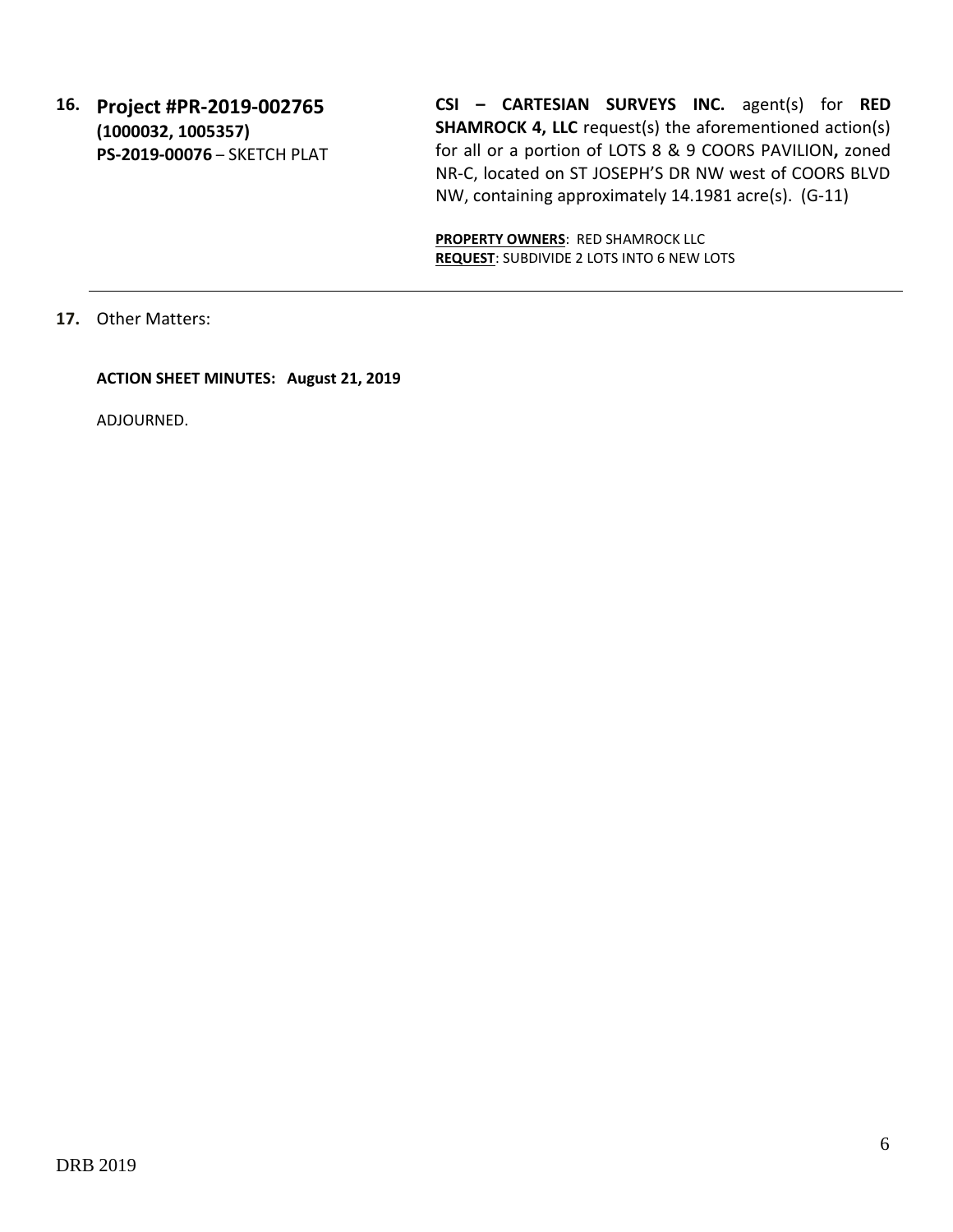**16. Project #PR-2019-002765**
**(1000032, 1005357)**
**PS-2019-00076** – SKETCH PLAT

**CSI – CARTESIAN SURVEYS INC.** agent(s) for **RED SHAMROCK 4, LLC** request(s) the aforementioned action(s) for all or a portion of LOTS 8 & 9 COORS PAVILION**,** zoned NR-C, located on ST JOSEPH'S DR NW west of COORS BLVD NW, containing approximately 14.1981 acre(s). (G-11)

**PROPERTY OWNERS**: RED SHAMROCK LLC
**REQUEST**: SUBDIVIDE 2 LOTS INTO 6 NEW LOTS

---

**17.** Other Matters:

**ACTION SHEET MINUTES: August 21, 2019**

ADJOURNED.